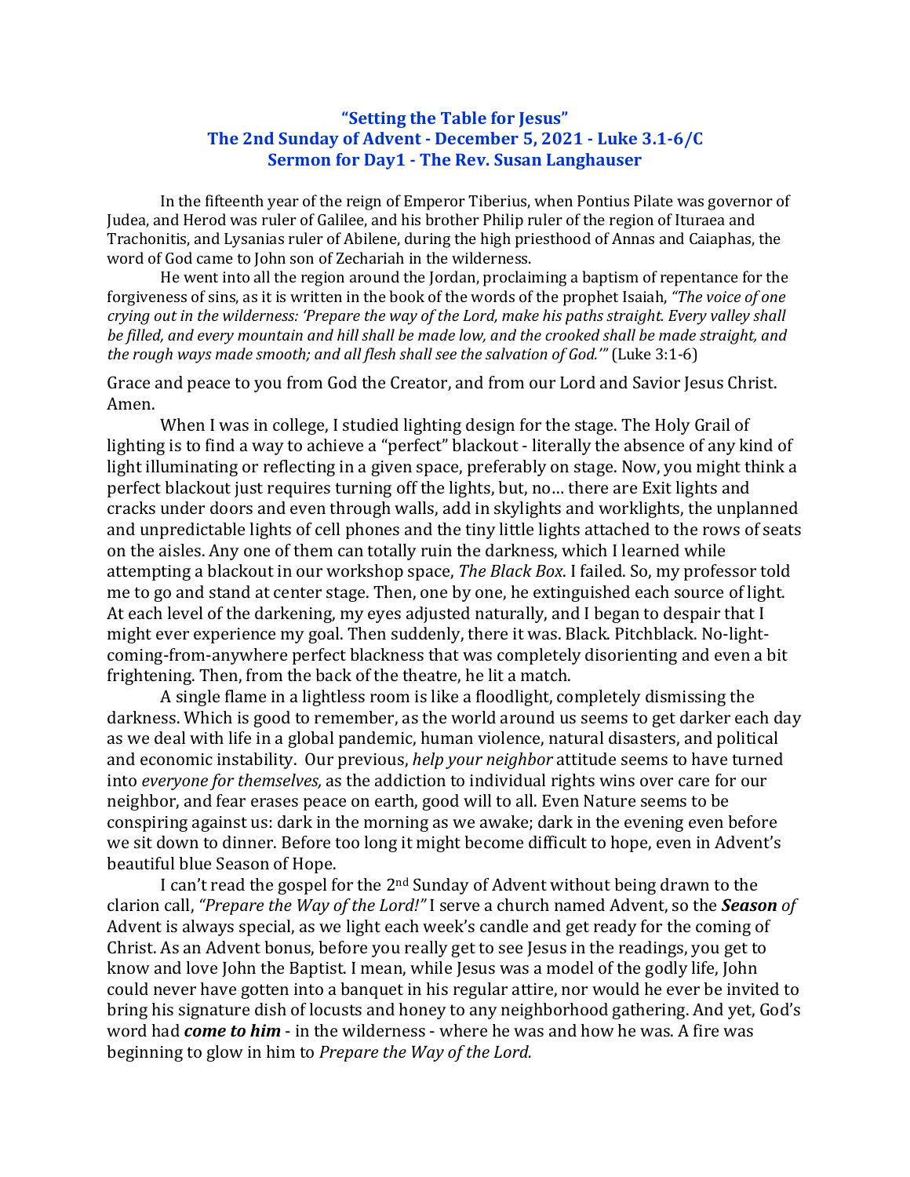# "Setting the Table for Jesus"
## The 2nd Sunday of Advent - December 5, 2021 - Luke 3.1-6/C
## Sermon for Day1 - The Rev. Susan Langhauser

In the fifteenth year of the reign of Emperor Tiberius, when Pontius Pilate was governor of Judea, and Herod was ruler of Galilee, and his brother Philip ruler of the region of Ituraea and Trachonitis, and Lysanias ruler of Abilene, during the high priesthood of Annas and Caiaphas, the word of God came to John son of Zechariah in the wilderness.

He went into all the region around the Jordan, proclaiming a baptism of repentance for the forgiveness of sins, as it is written in the book of the words of the prophet Isaiah, *"The voice of one crying out in the wilderness: 'Prepare the way of the Lord, make his paths straight. Every valley shall be filled, and every mountain and hill shall be made low, and the crooked shall be made straight, and the rough ways made smooth; and all flesh shall see the salvation of God.'"* (Luke 3:1-6)

Grace and peace to you from God the Creator, and from our Lord and Savior Jesus Christ. Amen.

When I was in college, I studied lighting design for the stage. The Holy Grail of lighting is to find a way to achieve a "perfect" blackout - literally the absence of any kind of light illuminating or reflecting in a given space, preferably on stage. Now, you might think a perfect blackout just requires turning off the lights, but, no… there are Exit lights and cracks under doors and even through walls, add in skylights and worklights, the unplanned and unpredictable lights of cell phones and the tiny little lights attached to the rows of seats on the aisles. Any one of them can totally ruin the darkness, which I learned while attempting a blackout in our workshop space, *The Black Box*. I failed. So, my professor told me to go and stand at center stage. Then, one by one, he extinguished each source of light. At each level of the darkening, my eyes adjusted naturally, and I began to despair that I might ever experience my goal. Then suddenly, there it was. Black. Pitchblack. No-light-coming-from-anywhere perfect blackness that was completely disorienting and even a bit frightening. Then, from the back of the theatre, he lit a match.

A single flame in a lightless room is like a floodlight, completely dismissing the darkness. Which is good to remember, as the world around us seems to get darker each day as we deal with life in a global pandemic, human violence, natural disasters, and political and economic instability. Our previous, *help your neighbor* attitude seems to have turned into *everyone for themselves,* as the addiction to individual rights wins over care for our neighbor, and fear erases peace on earth, good will to all. Even Nature seems to be conspiring against us: dark in the morning as we awake; dark in the evening even before we sit down to dinner. Before too long it might become difficult to hope, even in Advent's beautiful blue Season of Hope.

I can't read the gospel for the 2nd Sunday of Advent without being drawn to the clarion call, *"Prepare the Way of the Lord!"* I serve a church named Advent, so the ***Season*** *of* Advent is always special, as we light each week's candle and get ready for the coming of Christ. As an Advent bonus, before you really get to see Jesus in the readings, you get to know and love John the Baptist. I mean, while Jesus was a model of the godly life, John could never have gotten into a banquet in his regular attire, nor would he ever be invited to bring his signature dish of locusts and honey to any neighborhood gathering. And yet, God's word had ***come to him*** - in the wilderness - where he was and how he was. A fire was beginning to glow in him to *Prepare the Way of the Lord.*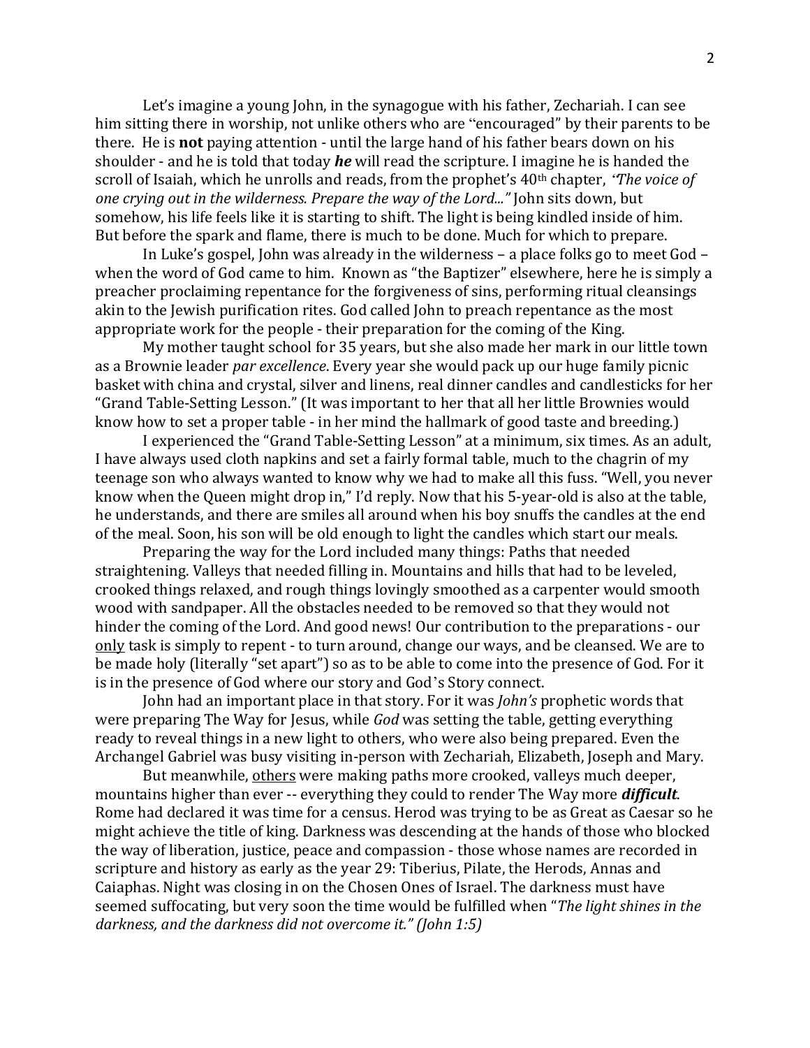Let's imagine a young John, in the synagogue with his father, Zechariah. I can see him sitting there in worship, not unlike others who are "encouraged" by their parents to be there. He is **not** paying attention - until the large hand of his father bears down on his shoulder - and he is told that today ***he*** will read the scripture. I imagine he is handed the scroll of Isaiah, which he unrolls and reads, from the prophet's 40th chapter, *"The voice of one crying out in the wilderness. Prepare the way of the Lord..."* John sits down, but somehow, his life feels like it is starting to shift. The light is being kindled inside of him. But before the spark and flame, there is much to be done. Much for which to prepare.

In Luke's gospel, John was already in the wilderness – a place folks go to meet God – when the word of God came to him. Known as "the Baptizer" elsewhere, here he is simply a preacher proclaiming repentance for the forgiveness of sins, performing ritual cleansings akin to the Jewish purification rites. God called John to preach repentance as the most appropriate work for the people - their preparation for the coming of the King.

My mother taught school for 35 years, but she also made her mark in our little town as a Brownie leader *par excellence*. Every year she would pack up our huge family picnic basket with china and crystal, silver and linens, real dinner candles and candlesticks for her "Grand Table-Setting Lesson." (It was important to her that all her little Brownies would know how to set a proper table - in her mind the hallmark of good taste and breeding.)

I experienced the "Grand Table-Setting Lesson" at a minimum, six times. As an adult, I have always used cloth napkins and set a fairly formal table, much to the chagrin of my teenage son who always wanted to know why we had to make all this fuss. "Well, you never know when the Queen might drop in," I'd reply. Now that his 5-year-old is also at the table, he understands, and there are smiles all around when his boy snuffs the candles at the end of the meal. Soon, his son will be old enough to light the candles which start our meals.

Preparing the way for the Lord included many things: Paths that needed straightening. Valleys that needed filling in. Mountains and hills that had to be leveled, crooked things relaxed, and rough things lovingly smoothed as a carpenter would smooth wood with sandpaper. All the obstacles needed to be removed so that they would not hinder the coming of the Lord. And good news! Our contribution to the preparations - our only task is simply to repent - to turn around, change our ways, and be cleansed. We are to be made holy (literally "set apart") so as to be able to come into the presence of God. For it is in the presence of God where our story and God's Story connect.

John had an important place in that story. For it was *John's* prophetic words that were preparing The Way for Jesus, while *God* was setting the table, getting everything ready to reveal things in a new light to others, who were also being prepared. Even the Archangel Gabriel was busy visiting in-person with Zechariah, Elizabeth, Joseph and Mary.

But meanwhile, others were making paths more crooked, valleys much deeper, mountains higher than ever -- everything they could to render The Way more ***difficult***. Rome had declared it was time for a census. Herod was trying to be as Great as Caesar so he might achieve the title of king. Darkness was descending at the hands of those who blocked the way of liberation, justice, peace and compassion - those whose names are recorded in scripture and history as early as the year 29: Tiberius, Pilate, the Herods, Annas and Caiaphas. Night was closing in on the Chosen Ones of Israel. The darkness must have seemed suffocating, but very soon the time would be fulfilled when "*The light shines in the darkness, and the darkness did not overcome it." (John 1:5)*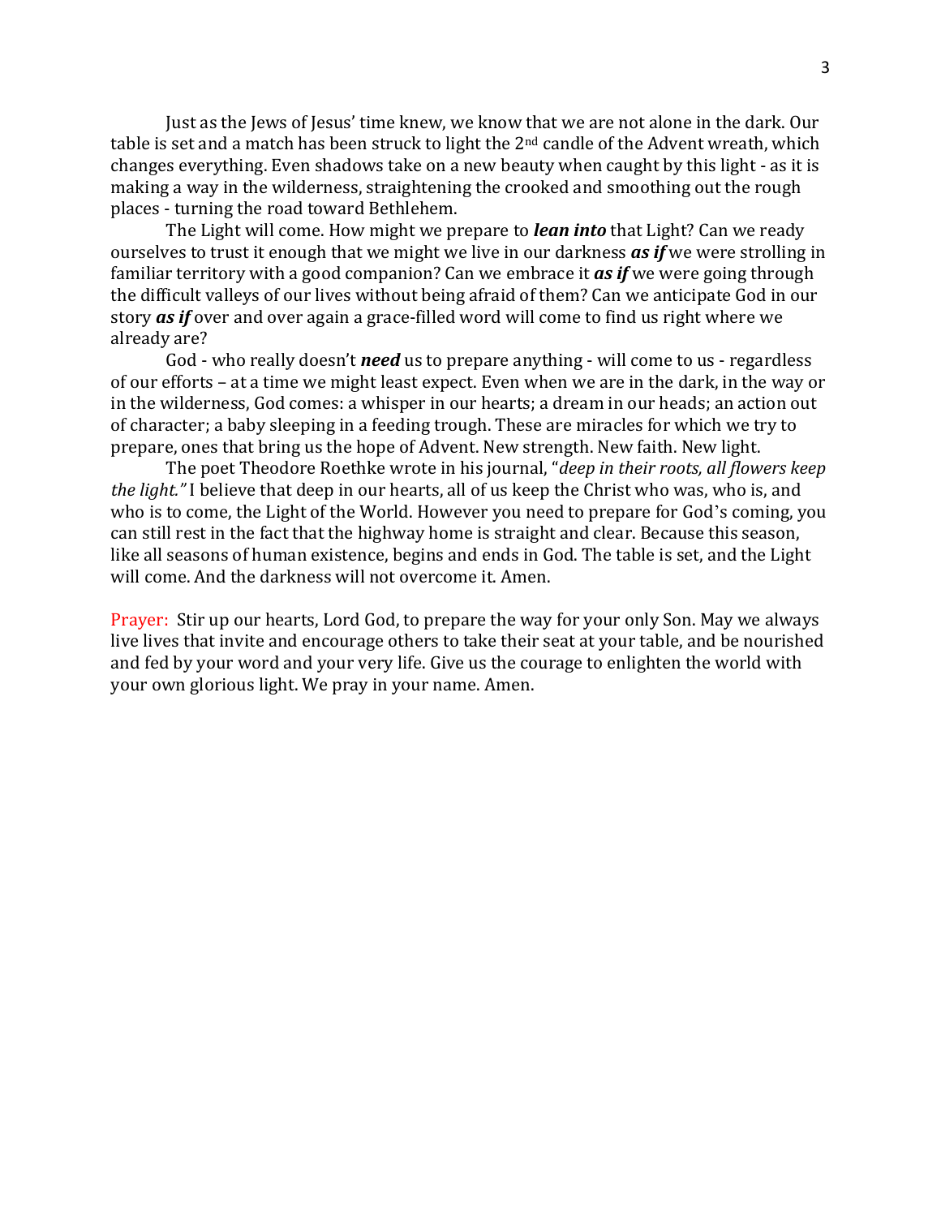Just as the Jews of Jesus' time knew, we know that we are not alone in the dark. Our table is set and a match has been struck to light the 2nd candle of the Advent wreath, which changes everything. Even shadows take on a new beauty when caught by this light - as it is making a way in the wilderness, straightening the crooked and smoothing out the rough places - turning the road toward Bethlehem.

The Light will come. How might we prepare to ***lean into*** that Light? Can we ready ourselves to trust it enough that we might we live in our darkness ***as if*** we were strolling in familiar territory with a good companion? Can we embrace it ***as if*** we were going through the difficult valleys of our lives without being afraid of them? Can we anticipate God in our story ***as if*** over and over again a grace-filled word will come to find us right where we already are?

God - who really doesn't ***need*** us to prepare anything - will come to us - regardless of our efforts – at a time we might least expect. Even when we are in the dark, in the way or in the wilderness, God comes: a whisper in our hearts; a dream in our heads; an action out of character; a baby sleeping in a feeding trough. These are miracles for which we try to prepare, ones that bring us the hope of Advent. New strength. New faith. New light.

The poet Theodore Roethke wrote in his journal, "*deep in their roots, all flowers keep the light."* I believe that deep in our hearts, all of us keep the Christ who was, who is, and who is to come, the Light of the World. However you need to prepare for God's coming, you can still rest in the fact that the highway home is straight and clear. Because this season, like all seasons of human existence, begins and ends in God. The table is set, and the Light will come. And the darkness will not overcome it. Amen.

Prayer: Stir up our hearts, Lord God, to prepare the way for your only Son. May we always live lives that invite and encourage others to take their seat at your table, and be nourished and fed by your word and your very life. Give us the courage to enlighten the world with your own glorious light. We pray in your name. Amen.